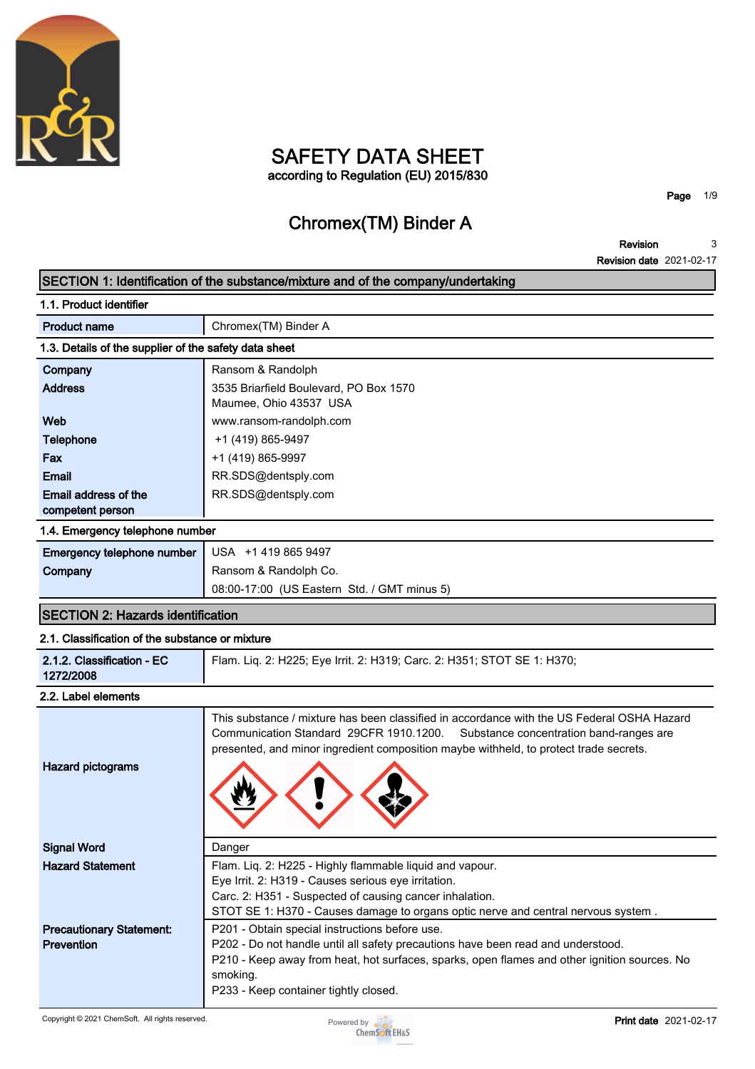# SAFETY DATA SHEET

according to Regulation (EU) 2015/830

## Chromex(TM) Binder A

| | |
|---|---|
| **Revision** | 3 |
| **Revision date** | 2021-02-17 |

## SECTION 1: Identification of the substance/mixture and of the company/undertaking

### 1.1. Product identifier

| | |
|---|---|
| **Product name** | Chromex(TM) Binder A |

### 1.3. Details of the supplier of the safety data sheet

| | |
|---|---|
| **Company** | Ransom & Randolph |
| **Address** | 3535 Briarfield Boulevard, PO Box 1570<br>Maumee, Ohio 43537 USA |
| **Web** | www.ransom-randolph.com |
| **Telephone** | +1 (419) 865-9497 |
| **Fax** | +1 (419) 865-9997 |
| **Email** | RR.SDS@dentsply.com |
| **Email address of the competent person** | RR.SDS@dentsply.com |

### 1.4. Emergency telephone number

| | |
|---|---|
| **Emergency telephone number** | USA +1 419 865 9497 |
| **Company** | Ransom & Randolph Co.<br>08:00-17:00 (US Eastern Std. / GMT minus 5) |

## SECTION 2: Hazards identification

### 2.1. Classification of the substance or mixture

| | |
|---|---|
| **2.1.2. Classification - EC 1272/2008** | Flam. Liq. 2: H225; Eye Irrit. 2: H319; Carc. 2: H351; STOT SE 1: H370; |

### 2.2. Label elements

| | |
|---|---|
| **Hazard pictograms** | This substance / mixture has been classified in accordance with the US Federal OSHA Hazard Communication Standard 29CFR 1910.1200. Substance concentration band-ranges are presented, and minor ingredient composition maybe withheld, to protect trade secrets. |
| **Signal Word** | Danger |
| **Hazard Statement** | Flam. Liq. 2: H225 - Highly flammable liquid and vapour.<br>Eye Irrit. 2: H319 - Causes serious eye irritation.<br>Carc. 2: H351 - Suspected of causing cancer inhalation.<br>STOT SE 1: H370 - Causes damage to organs optic nerve and central nervous system . |
| **Precautionary Statement: Prevention** | P201 - Obtain special instructions before use.<br>P202 - Do not handle until all safety precautions have been read and understood.<br>P210 - Keep away from heat, hot surfaces, sparks, open flames and other ignition sources. No smoking.<br>P233 - Keep container tightly closed. |

Copyright © 2021 ChemSoft. All rights reserved.

**Print date** 2021-02-17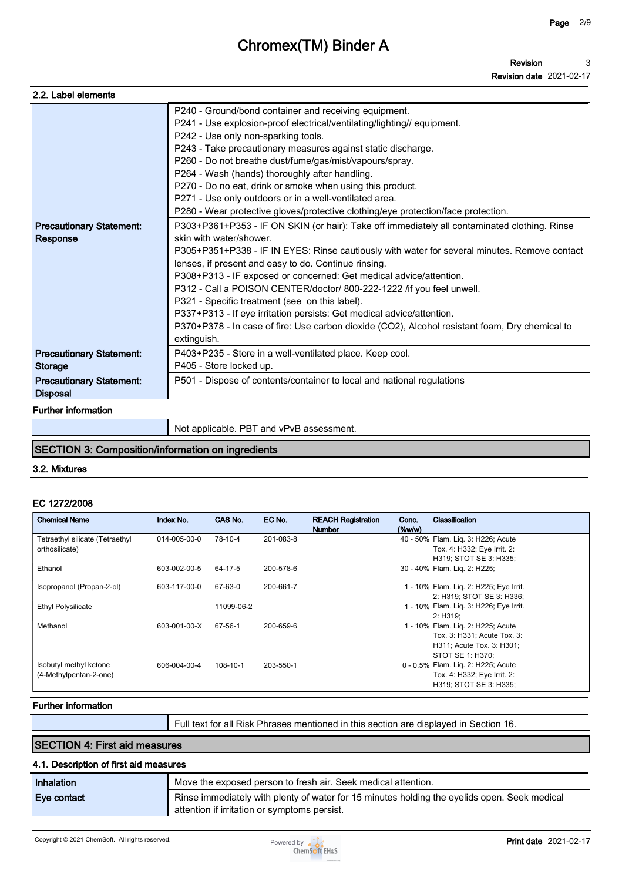### 2.2. Label elements

| | |
|---|---|
| | P240 - Ground/bond container and receiving equipment.<br>P241 - Use explosion-proof electrical/ventilating/lighting// equipment.<br>P242 - Use only non-sparking tools.<br>P243 - Take precautionary measures against static discharge.<br>P260 - Do not breathe dust/fume/gas/mist/vapours/spray.<br>P264 - Wash (hands) thoroughly after handling.<br>P270 - Do no eat, drink or smoke when using this product.<br>P271 - Use only outdoors or in a well-ventilated area.<br>P280 - Wear protective gloves/protective clothing/eye protection/face protection. |
| **Precautionary Statement: Response** | P303+P361+P353 - IF ON SKIN (or hair): Take off immediately all contaminated clothing. Rinse skin with water/shower.<br>P305+P351+P338 - IF IN EYES: Rinse cautiously with water for several minutes. Remove contact lenses, if present and easy to do. Continue rinsing.<br>P308+P313 - IF exposed or concerned: Get medical advice/attention.<br>P312 - Call a POISON CENTER/doctor/ 800-222-1222 /if you feel unwell.<br>P321 - Specific treatment (see on this label).<br>P337+P313 - If eye irritation persists: Get medical advice/attention.<br>P370+P378 - In case of fire: Use carbon dioxide (CO2), Alcohol resistant foam, Dry chemical to extinguish. |
| **Precautionary Statement: Storage** | P403+P235 - Store in a well-ventilated place. Keep cool.<br>P405 - Store locked up. |
| **Precautionary Statement: Disposal** | P501 - Dispose of contents/container to local and national regulations |

**Further information**

| | |
|---|---|
| | Not applicable. PBT and vPvB assessment. |

## SECTION 3: Composition/information on ingredients

### 3.2. Mixtures

**EC 1272/2008**

| Chemical Name | Index No. | CAS No. | EC No. | REACH Registration Number | Conc. (%w/w) | Classification |
|---|---|---|---|---|---|---|
| Tetraethyl silicate (Tetraethyl orthosilicate) | 014-005-00-0 | 78-10-4 | 201-083-8 | | 40 - 50% | Flam. Liq. 3: H226; Acute Tox. 4: H332; Eye Irrit. 2: H319; STOT SE 3: H335; |
| Ethanol | 603-002-00-5 | 64-17-5 | 200-578-6 | | 30 - 40% | Flam. Liq. 2: H225; |
| Isopropanol (Propan-2-ol) | 603-117-00-0 | 67-63-0 | 200-661-7 | | 1 - 10% | Flam. Liq. 2: H225; Eye Irrit. 2: H319; STOT SE 3: H336; |
| Ethyl Polysilicate | | 11099-06-2 | | | 1 - 10% | Flam. Liq. 3: H226; Eye Irrit. 2: H319; |
| Methanol | 603-001-00-X | 67-56-1 | 200-659-6 | | 1 - 10% | Flam. Liq. 2: H225; Acute Tox. 3: H331; Acute Tox. 3: H311; Acute Tox. 3: H301; STOT SE 1: H370; |
| Isobutyl methyl ketone (4-Methylpentan-2-one) | 606-004-00-4 | 108-10-1 | 203-550-1 | | 0 - 0.5% | Flam. Liq. 2: H225; Acute Tox. 4: H332; Eye Irrit. 2: H319; STOT SE 3: H335; |

**Further information**

| | |
|---|---|
| | Full text for all Risk Phrases mentioned in this section are displayed in Section 16. |

## SECTION 4: First aid measures

### 4.1. Description of first aid measures

| | |
|---|---|
| **Inhalation** | Move the exposed person to fresh air. Seek medical attention. |
| **Eye contact** | Rinse immediately with plenty of water for 15 minutes holding the eyelids open. Seek medical attention if irritation or symptoms persist. |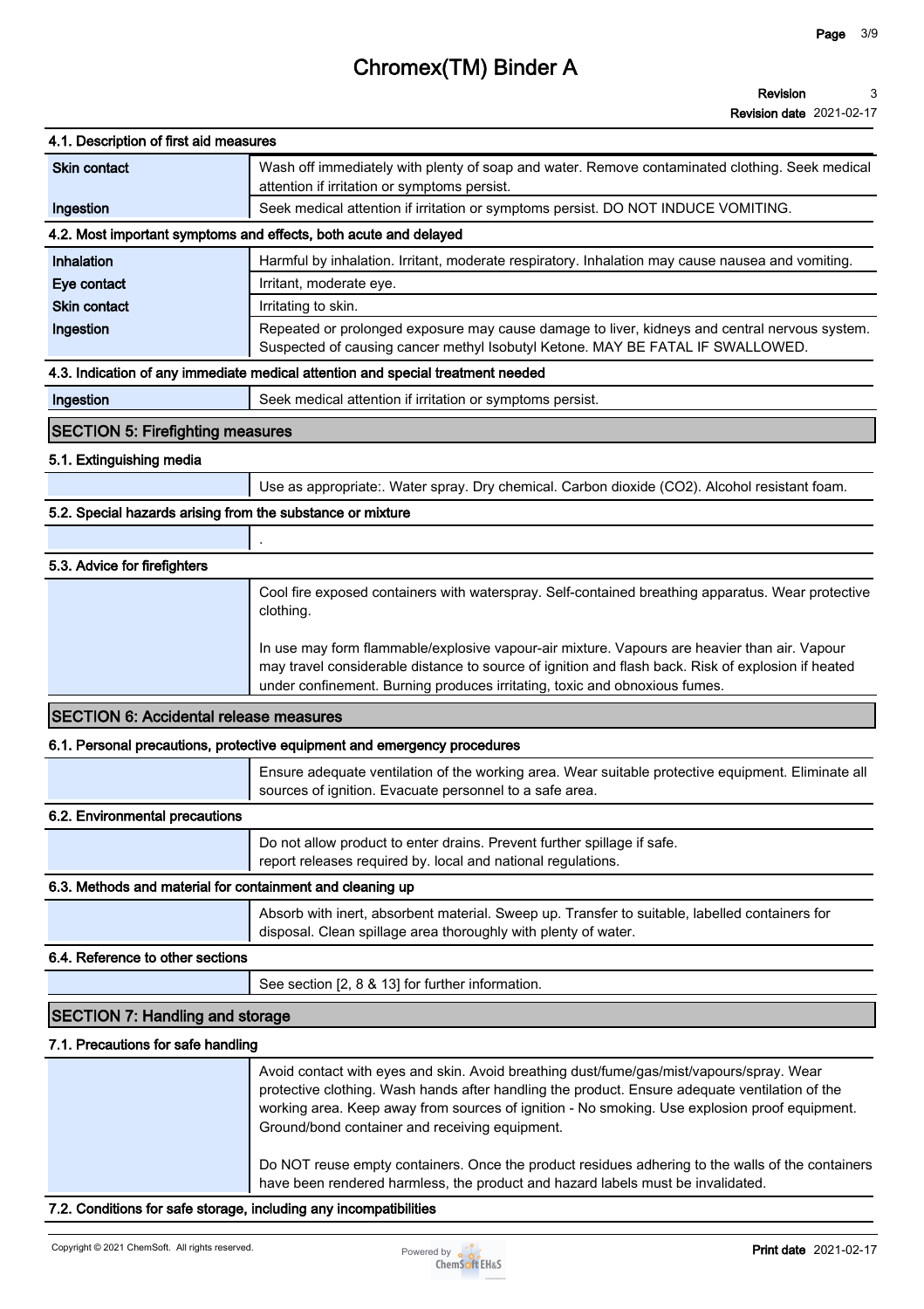#### 4.1. Description of first aid measures

| | |
|---|---|
| Skin contact | Wash off immediately with plenty of soap and water. Remove contaminated clothing. Seek medical attention if irritation or symptoms persist. |
| Ingestion | Seek medical attention if irritation or symptoms persist. DO NOT INDUCE VOMITING. |

#### 4.2. Most important symptoms and effects, both acute and delayed

| | |
|---|---|
| Inhalation | Harmful by inhalation. Irritant, moderate respiratory. Inhalation may cause nausea and vomiting. |
| Eye contact | Irritant, moderate eye. |
| Skin contact | Irritating to skin. |
| Ingestion | Repeated or prolonged exposure may cause damage to liver, kidneys and central nervous system. Suspected of causing cancer methyl Isobutyl Ketone. MAY BE FATAL IF SWALLOWED. |

#### 4.3. Indication of any immediate medical attention and special treatment needed

| | |
|---|---|
| Ingestion | Seek medical attention if irritation or symptoms persist. |

## SECTION 5: Firefighting measures

#### 5.1. Extinguishing media

Use as appropriate:. Water spray. Dry chemical. Carbon dioxide ($CO_2$). Alcohol resistant foam.

#### 5.2. Special hazards arising from the substance or mixture

.

#### 5.3. Advice for firefighters

Cool fire exposed containers with waterspray. Self-contained breathing apparatus. Wear protective clothing.

In use may form flammable/explosive vapour-air mixture. Vapours are heavier than air. Vapour may travel considerable distance to source of ignition and flash back. Risk of explosion if heated under confinement. Burning produces irritating, toxic and obnoxious fumes.

## SECTION 6: Accidental release measures

#### 6.1. Personal precautions, protective equipment and emergency procedures

Ensure adequate ventilation of the working area. Wear suitable protective equipment. Eliminate all sources of ignition. Evacuate personnel to a safe area.

#### 6.2. Environmental precautions

Do not allow product to enter drains. Prevent further spillage if safe.
report releases required by. local and national regulations.

#### 6.3. Methods and material for containment and cleaning up

Absorb with inert, absorbent material. Sweep up. Transfer to suitable, labelled containers for disposal. Clean spillage area thoroughly with plenty of water.

#### 6.4. Reference to other sections

See section [2, 8 & 13] for further information.

## SECTION 7: Handling and storage

#### 7.1. Precautions for safe handling

Avoid contact with eyes and skin. Avoid breathing dust/fume/gas/mist/vapours/spray. Wear protective clothing. Wash hands after handling the product. Ensure adequate ventilation of the working area. Keep away from sources of ignition - No smoking. Use explosion proof equipment. Ground/bond container and receiving equipment.

Do NOT reuse empty containers. Once the product residues adhering to the walls of the containers have been rendered harmless, the product and hazard labels must be invalidated.

#### 7.2. Conditions for safe storage, including any incompatibilities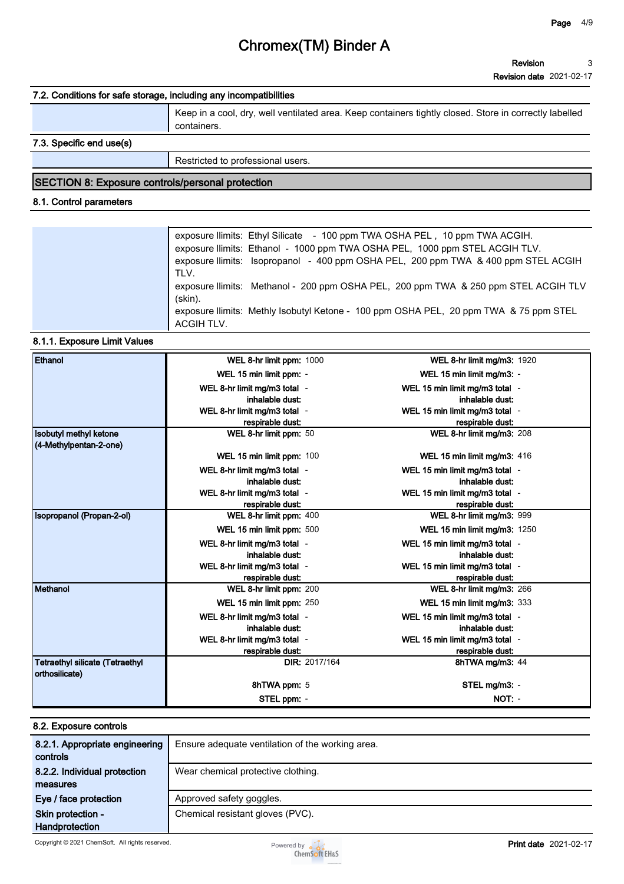### 7.2. Conditions for safe storage, including any incompatibilities

Keep in a cool, dry, well ventilated area. Keep containers tightly closed. Store in correctly labelled containers.

### 7.3. Specific end use(s)

Restricted to professional users.

## SECTION 8: Exposure controls/personal protection

### 8.1. Control parameters

exposure llimits: Ethyl Silicate - 100 ppm TWA OSHA PEL , 10 ppm TWA ACGIH.
exposure llimits: Ethanol - 1000 ppm TWA OSHA PEL, 1000 ppm STEL ACGIH TLV.
exposure llimits: Isopropanol - 400 ppm OSHA PEL, 200 ppm TWA & 400 ppm STEL ACGIH TLV.
exposure llimits: Methanol - 200 ppm OSHA PEL, 200 ppm TWA & 250 ppm STEL ACGIH TLV (skin).
exposure llimits: Methly Isobutyl Ketone - 100 ppm OSHA PEL, 20 ppm TWA & 75 ppm STEL ACGIH TLV.

### 8.1.1. Exposure Limit Values

| Substance | | | | |
|---|---|---|---|---|
| **Ethanol** | **WEL 8-hr limit ppm:** | 1000 | **WEL 8-hr limit mg/m3:** | 1920 |
| | **WEL 15 min limit ppm:** | - | **WEL 15 min limit mg/m3:** | - |
| | **WEL 8-hr limit mg/m3 total inhalable dust:** | - | **WEL 15 min limit mg/m3 total inhalable dust:** | - |
| | **WEL 8-hr limit mg/m3 total respirable dust:** | - | **WEL 15 min limit mg/m3 total respirable dust:** | - |
| **Isobutyl methyl ketone (4-Methylpentan-2-one)** | **WEL 8-hr limit ppm:** | 50 | **WEL 8-hr limit mg/m3:** | 208 |
| | **WEL 15 min limit ppm:** | 100 | **WEL 15 min limit mg/m3:** | 416 |
| | **WEL 8-hr limit mg/m3 total inhalable dust:** | - | **WEL 15 min limit mg/m3 total inhalable dust:** | - |
| | **WEL 8-hr limit mg/m3 total respirable dust:** | - | **WEL 15 min limit mg/m3 total respirable dust:** | - |
| **Isopropanol (Propan-2-ol)** | **WEL 8-hr limit ppm:** | 400 | **WEL 8-hr limit mg/m3:** | 999 |
| | **WEL 15 min limit ppm:** | 500 | **WEL 15 min limit mg/m3:** | 1250 |
| | **WEL 8-hr limit mg/m3 total inhalable dust:** | - | **WEL 15 min limit mg/m3 total inhalable dust:** | - |
| | **WEL 8-hr limit mg/m3 total respirable dust:** | - | **WEL 15 min limit mg/m3 total respirable dust:** | - |
| **Methanol** | **WEL 8-hr limit ppm:** | 200 | **WEL 8-hr limit mg/m3:** | 266 |
| | **WEL 15 min limit ppm:** | 250 | **WEL 15 min limit mg/m3:** | 333 |
| | **WEL 8-hr limit mg/m3 total inhalable dust:** | - | **WEL 15 min limit mg/m3 total inhalable dust:** | - |
| | **WEL 8-hr limit mg/m3 total respirable dust:** | - | **WEL 15 min limit mg/m3 total respirable dust:** | - |
| **Tetraethyl silicate (Tetraethyl orthosilicate)** | **DIR:** | 2017/164 | **8hTWA mg/m3:** | 44 |
| | **8hTWA ppm:** | 5 | **STEL mg/m3:** | - |
| | **STEL ppm:** | - | **NOT:** | - |

### 8.2. Exposure controls

| | |
|---|---|
| **8.2.1. Appropriate engineering controls** | Ensure adequate ventilation of the working area. |
| **8.2.2. Individual protection measures** | Wear chemical protective clothing. |
| **Eye / face protection** | Approved safety goggles. |
| **Skin protection - Handprotection** | Chemical resistant gloves (PVC). |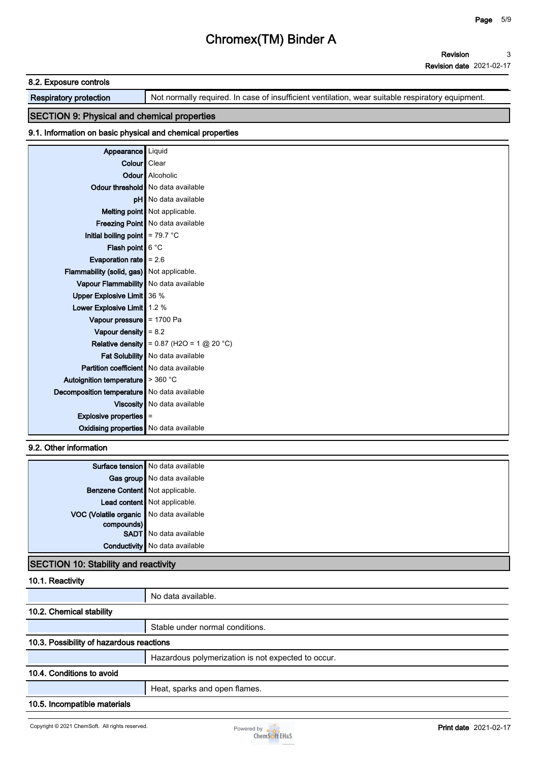### 8.2. Exposure controls

| | |
|---|---|
| **Respiratory protection** | Not normally required. In case of insufficient ventilation, wear suitable respiratory equipment. |

## SECTION 9: Physical and chemical properties

### 9.1. Information on basic physical and chemical properties

| | |
|---|---|
| **Appearance** | Liquid |
| **Colour** | Clear |
| **Odour** | Alcoholic |
| **Odour threshold** | No data available |
| **pH** | No data available |
| **Melting point** | Not applicable. |
| **Freezing Point** | No data available |
| **Initial boiling point** | = 79.7 °C |
| **Flash point** | 6 °C |
| **Evaporation rate** | = 2.6 |
| **Flammability (solid, gas)** | Not applicable. |
| **Vapour Flammability** | No data available |
| **Upper Explosive Limit** | 36 % |
| **Lower Explosive Limit** | 1.2 % |
| **Vapour pressure** | = 1700 Pa |
| **Vapour density** | = 8.2 |
| **Relative density** | = 0.87 ($H_2O$ = 1 @ 20 °C) |
| **Fat Solubility** | No data available |
| **Partition coefficient** | No data available |
| **Autoignition temperature** | > 360 °C |
| **Decomposition temperature** | No data available |
| **Viscosity** | No data available |
| **Explosive properties** | = |
| **Oxidising properties** | No data available |

### 9.2. Other information

| | |
|---|---|
| **Surface tension** | No data available |
| **Gas group** | No data available |
| **Benzene Content** | Not applicable. |
| **Lead content** | Not applicable. |
| **VOC (Volatile organic compounds)** | No data available |
| **SADT** | No data available |
| **Conductivity** | No data available |

## SECTION 10: Stability and reactivity

### 10.1. Reactivity

No data available.

### 10.2. Chemical stability

Stable under normal conditions.

### 10.3. Possibility of hazardous reactions

Hazardous polymerization is not expected to occur.

### 10.4. Conditions to avoid

Heat, sparks and open flames.

### 10.5. Incompatible materials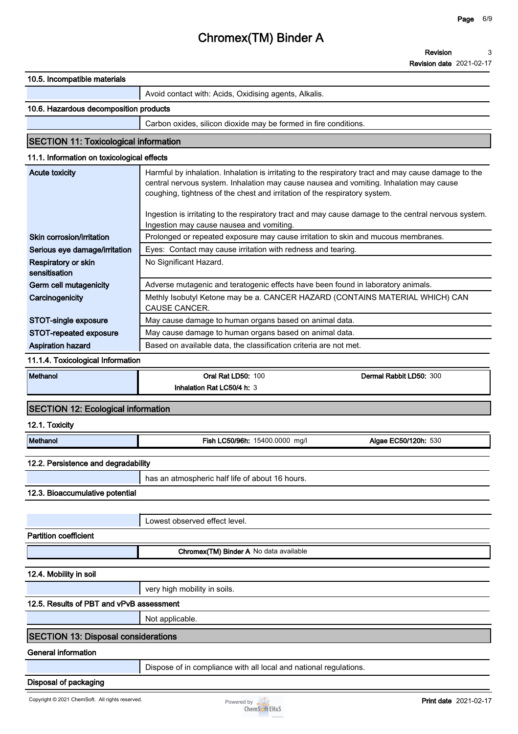### 10.5. Incompatible materials

| | |
|---|---|
| | Avoid contact with: Acids, Oxidising agents, Alkalis. |

### 10.6. Hazardous decomposition products

| | |
|---|---|
| | Carbon oxides, silicon dioxide may be formed in fire conditions. |

## SECTION 11: Toxicological information

### 11.1. Information on toxicological effects

| | |
|---|---|
| **Acute toxicity** | Harmful by inhalation. Inhalation is irritating to the respiratory tract and may cause damage to the central nervous system. Inhalation may cause nausea and vomiting. Inhalation may cause coughing, tightness of the chest and irritation of the respiratory system.<br><br>Ingestion is irritating to the respiratory tract and may cause damage to the central nervous system. Ingestion may cause nausea and vomiting. |
| **Skin corrosion/irritation** | Prolonged or repeated exposure may cause irritation to skin and mucous membranes. |
| **Serious eye damage/irritation** | Eyes: Contact may cause irritation with redness and tearing. |
| **Respiratory or skin sensitisation** | No Significant Hazard. |
| **Germ cell mutagenicity** | Adverse mutagenic and teratogenic effects have been found in laboratory animals. |
| **Carcinogenicity** | Methly Isobutyl Ketone may be a. CANCER HAZARD (CONTAINS MATERIAL WHICH) CAN CAUSE CANCER. |
| **STOT-single exposure** | May cause damage to human organs based on animal data. |
| **STOT-repeated exposure** | May cause damage to human organs based on animal data. |
| **Aspiration hazard** | Based on available data, the classification criteria are not met. |

### 11.1.4. Toxicological Information

| | | |
|---|---|---|
| **Methanol** | **Oral Rat LD50:** 100<br>**Inhalation Rat LC50/4 h:** 3 | **Dermal Rabbit LD50:** 300 |

## SECTION 12: Ecological information

### 12.1. Toxicity

| | | |
|---|---|---|
| **Methanol** | **Fish LC50/96h:** 15400.0000 mg/l | **Algae EC50/120h:** 530 |

### 12.2. Persistence and degradability

| | |
|---|---|
| | has an atmospheric half life of about 16 hours. |

### 12.3. Bioaccumulative potential

| | |
|---|---|
| | Lowest observed effect level. |

**Partition coefficient**

| | |
|---|---|
| | **Chromex(TM) Binder A** No data available |

### 12.4. Mobility in soil

| | |
|---|---|
| | very high mobility in soils. |

### 12.5. Results of PBT and vPvB assessment

| | |
|---|---|
| | Not applicable. |

## SECTION 13: Disposal considerations

**General information**

| | |
|---|---|
| | Dispose of in compliance with all local and national regulations. |

**Disposal of packaging**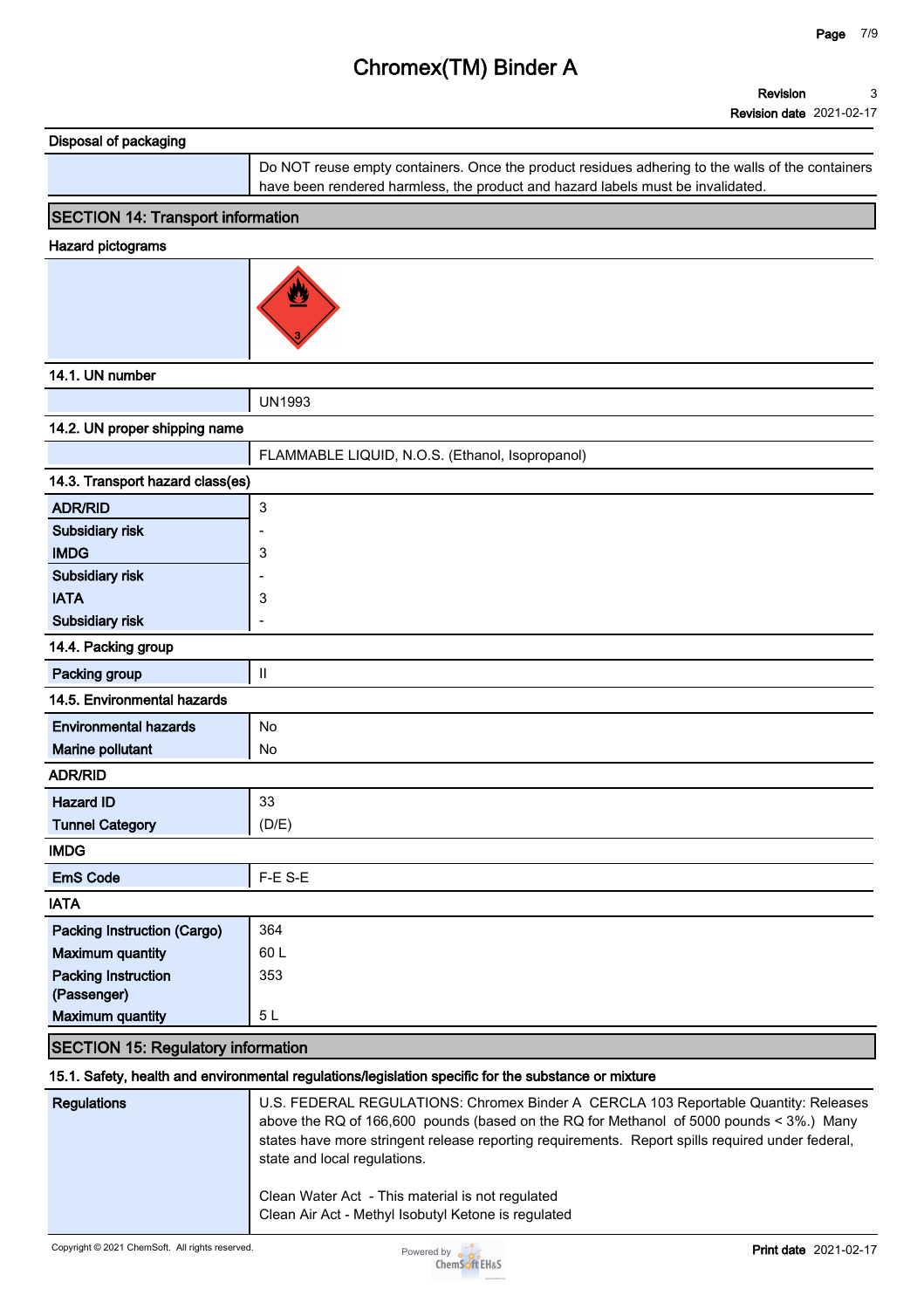### Disposal of packaging

| | |
|---|---|
| | Do NOT reuse empty containers. Once the product residues adhering to the walls of the containers have been rendered harmless, the product and hazard labels must be invalidated. |

## SECTION 14: Transport information

### Hazard pictograms

### 14.1. UN number

| | |
|---|---|
| | UN1993 |

### 14.2. UN proper shipping name

| | |
|---|---|
| | FLAMMABLE LIQUID, N.O.S. (Ethanol, Isopropanol) |

### 14.3. Transport hazard class(es)

| | |
|---|---|
| **ADR/RID** | 3 |
| **Subsidiary risk** | - |
| **IMDG** | 3 |
| **Subsidiary risk** | - |
| **IATA** | 3 |
| **Subsidiary risk** | - |

### 14.4. Packing group

| | |
|---|---|
| **Packing group** | II |

### 14.5. Environmental hazards

| | |
|---|---|
| **Environmental hazards** | No |
| **Marine pollutant** | No |

### ADR/RID

| | |
|---|---|
| **Hazard ID** | 33 |
| **Tunnel Category** | (D/E) |

### IMDG

| | |
|---|---|
| **EmS Code** | F-E S-E |

### IATA

| | |
|---|---|
| **Packing Instruction (Cargo)** | 364 |
| **Maximum quantity** | 60 L |
| **Packing Instruction (Passenger)** | 353 |
| **Maximum quantity** | 5 L |

## SECTION 15: Regulatory information

### 15.1. Safety, health and environmental regulations/legislation specific for the substance or mixture

| | |
|---|---|
| **Regulations** | U.S. FEDERAL REGULATIONS: Chromex Binder A CERCLA 103 Reportable Quantity: Releases above the RQ of 166,600 pounds (based on the RQ for Methanol of 5000 pounds < 3%.) Many states have more stringent release reporting requirements. Report spills required under federal, state and local regulations.<br><br>Clean Water Act - This material is not regulated<br>Clean Air Act - Methyl Isobutyl Ketone is regulated |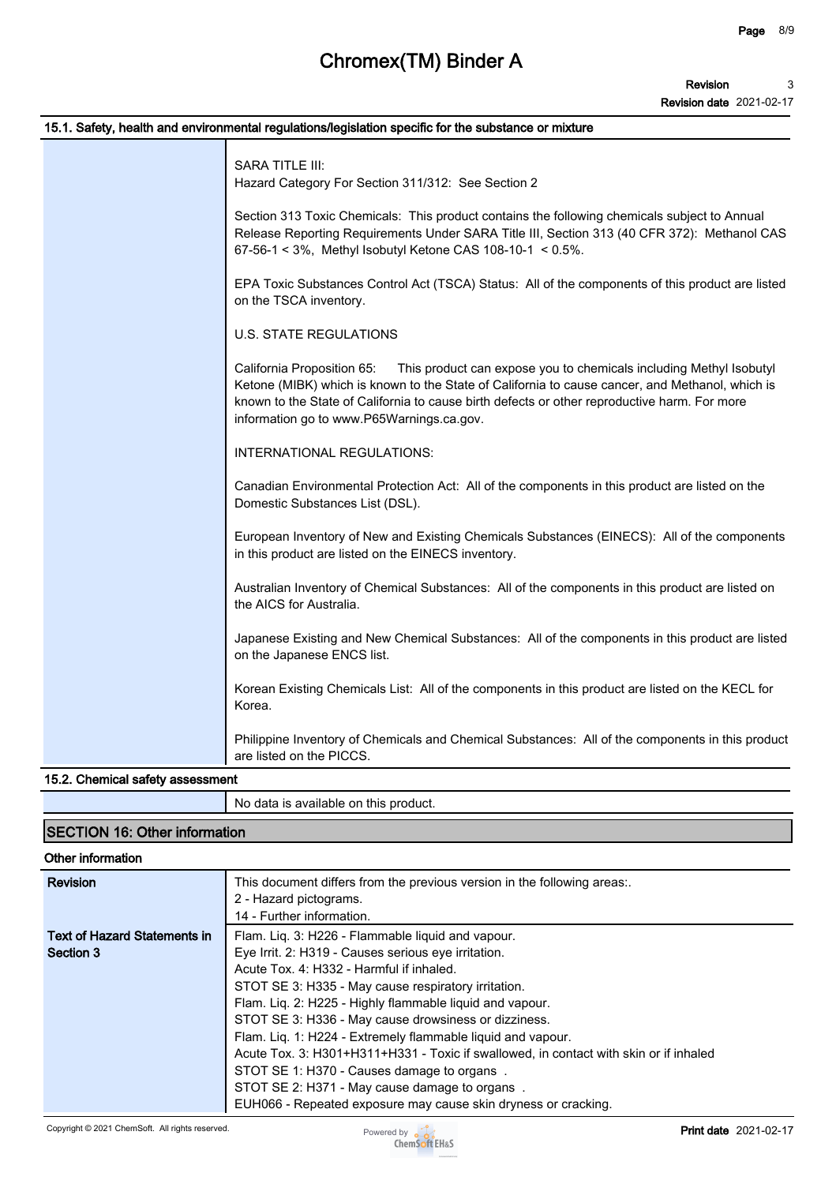### 15.1. Safety, health and environmental regulations/legislation specific for the substance or mixture

SARA TITLE III:
Hazard Category For Section 311/312: See Section 2

Section 313 Toxic Chemicals: This product contains the following chemicals subject to Annual Release Reporting Requirements Under SARA Title III, Section 313 (40 CFR 372): Methanol CAS 67-56-1 < 3%, Methyl Isobutyl Ketone CAS 108-10-1 < 0.5%.

EPA Toxic Substances Control Act (TSCA) Status: All of the components of this product are listed on the TSCA inventory.

U.S. STATE REGULATIONS

California Proposition 65: This product can expose you to chemicals including Methyl Isobutyl Ketone (MIBK) which is known to the State of California to cause cancer, and Methanol, which is known to the State of California to cause birth defects or other reproductive harm. For more information go to www.P65Warnings.ca.gov.

INTERNATIONAL REGULATIONS:

Canadian Environmental Protection Act: All of the components in this product are listed on the Domestic Substances List (DSL).

European Inventory of New and Existing Chemicals Substances (EINECS): All of the components in this product are listed on the EINECS inventory.

Australian Inventory of Chemical Substances: All of the components in this product are listed on the AICS for Australia.

Japanese Existing and New Chemical Substances: All of the components in this product are listed on the Japanese ENCS list.

Korean Existing Chemicals List: All of the components in this product are listed on the KECL for Korea.

Philippine Inventory of Chemicals and Chemical Substances: All of the components in this product are listed on the PICCS.

### 15.2. Chemical safety assessment

No data is available on this product.

## SECTION 16: Other information

### Other information

| | |
|---|---|
| **Revision** | This document differs from the previous version in the following areas:.<br>2 - Hazard pictograms.<br>14 - Further information. |
| **Text of Hazard Statements in Section 3** | Flam. Liq. 3: H226 - Flammable liquid and vapour.<br>Eye Irrit. 2: H319 - Causes serious eye irritation.<br>Acute Tox. 4: H332 - Harmful if inhaled.<br>STOT SE 3: H335 - May cause respiratory irritation.<br>Flam. Liq. 2: H225 - Highly flammable liquid and vapour.<br>STOT SE 3: H336 - May cause drowsiness or dizziness.<br>Flam. Liq. 1: H224 - Extremely flammable liquid and vapour.<br>Acute Tox. 3: H301+H311+H331 - Toxic if swallowed, in contact with skin or if inhaled<br>STOT SE 1: H370 - Causes damage to organs .<br>STOT SE 2: H371 - May cause damage to organs .<br>EUH066 - Repeated exposure may cause skin dryness or cracking. |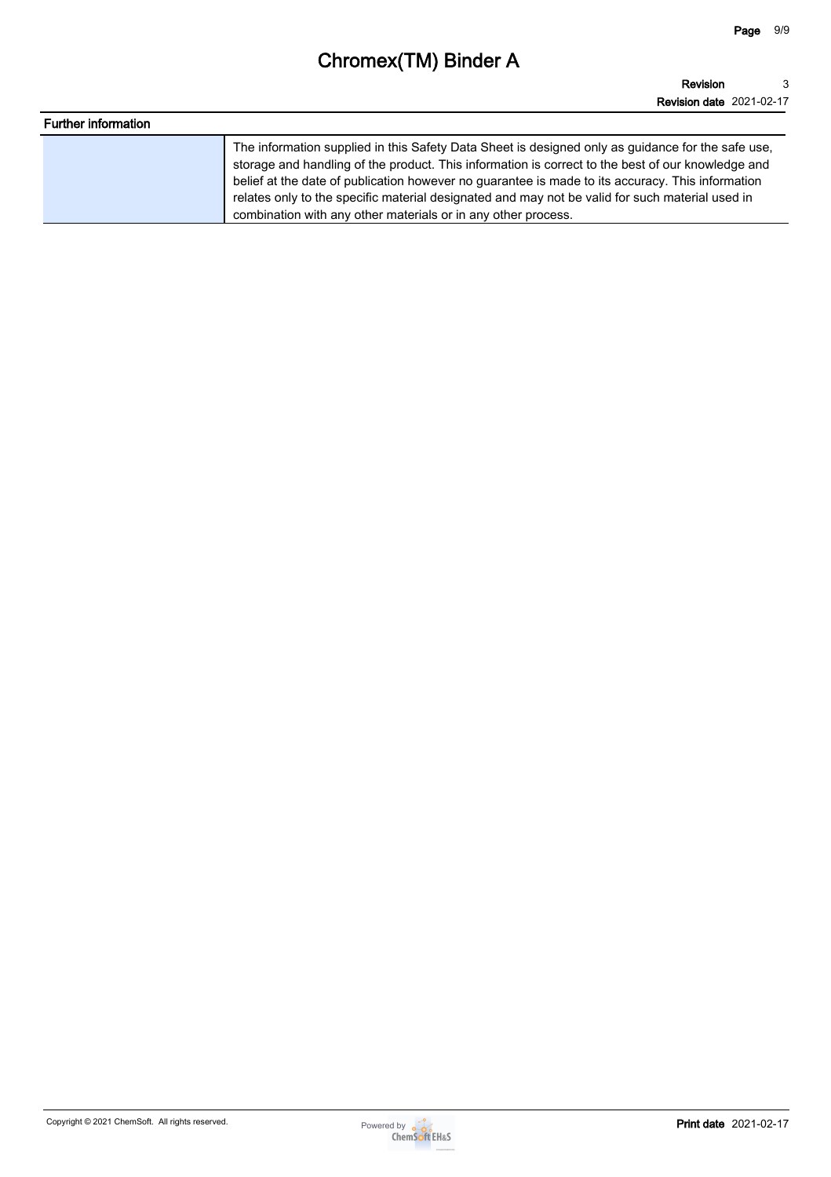## Further information

| | |
|---|---|
| | The information supplied in this Safety Data Sheet is designed only as guidance for the safe use, storage and handling of the product. This information is correct to the best of our knowledge and belief at the date of publication however no guarantee is made to its accuracy. This information relates only to the specific material designated and may not be valid for such material used in combination with any other materials or in any other process. |